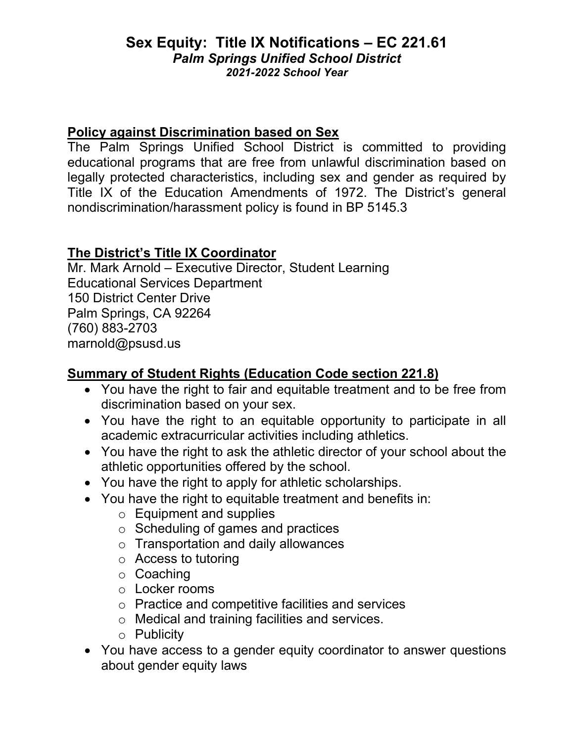# Sex Equity: Title IX Notifications – EC 221.61

***Palm Springs Unified School District***

***2021-2022 School Year***

## Policy against Discrimination based on Sex

The Palm Springs Unified School District is committed to providing educational programs that are free from unlawful discrimination based on legally protected characteristics, including sex and gender as required by Title IX of the Education Amendments of 1972. The District's general nondiscrimination/harassment policy is found in BP 5145.3

## The District's Title IX Coordinator

Mr. Mark Arnold – Executive Director, Student Learning
Educational Services Department
150 District Center Drive
Palm Springs, CA 92264
(760) 883-2703
marnold@psusd.us

## Summary of Student Rights (Education Code section 221.8)

- You have the right to fair and equitable treatment and to be free from discrimination based on your sex.
- You have the right to an equitable opportunity to participate in all academic extracurricular activities including athletics.
- You have the right to ask the athletic director of your school about the athletic opportunities offered by the school.
- You have the right to apply for athletic scholarships.
- You have the right to equitable treatment and benefits in:
  - Equipment and supplies
  - Scheduling of games and practices
  - Transportation and daily allowances
  - Access to tutoring
  - Coaching
  - Locker rooms
  - Practice and competitive facilities and services
  - Medical and training facilities and services.
  - Publicity
- You have access to a gender equity coordinator to answer questions about gender equity laws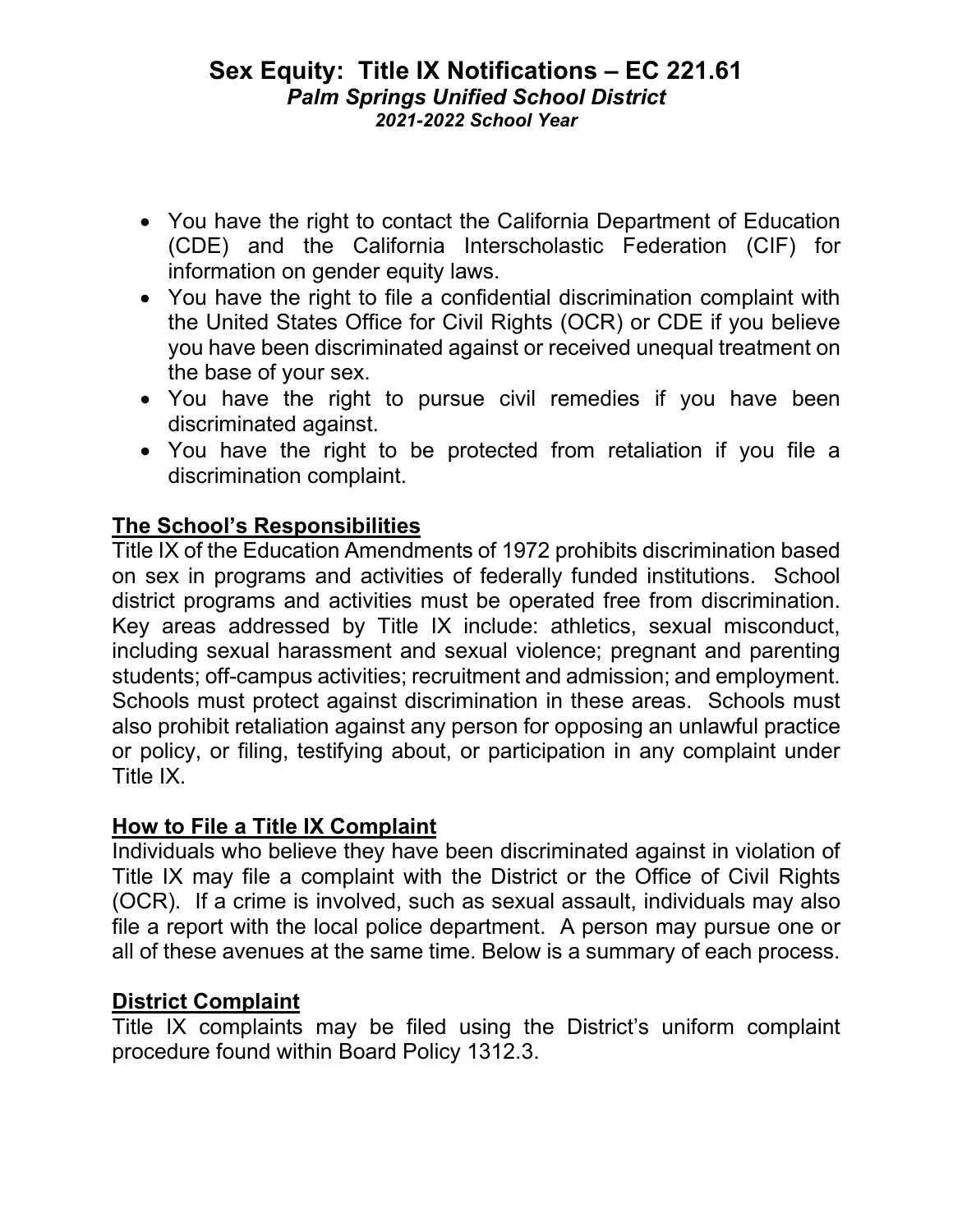# Sex Equity: Title IX Notifications – EC 221.61

***Palm Springs Unified School District***

***2021-2022 School Year***

- You have the right to contact the California Department of Education (CDE) and the California Interscholastic Federation (CIF) for information on gender equity laws.
- You have the right to file a confidential discrimination complaint with the United States Office for Civil Rights (OCR) or CDE if you believe you have been discriminated against or received unequal treatment on the base of your sex.
- You have the right to pursue civil remedies if you have been discriminated against.
- You have the right to be protected from retaliation if you file a discrimination complaint.

## The School's Responsibilities

Title IX of the Education Amendments of 1972 prohibits discrimination based on sex in programs and activities of federally funded institutions. School district programs and activities must be operated free from discrimination. Key areas addressed by Title IX include: athletics, sexual misconduct, including sexual harassment and sexual violence; pregnant and parenting students; off-campus activities; recruitment and admission; and employment. Schools must protect against discrimination in these areas. Schools must also prohibit retaliation against any person for opposing an unlawful practice or policy, or filing, testifying about, or participation in any complaint under Title IX.

## How to File a Title IX Complaint

Individuals who believe they have been discriminated against in violation of Title IX may file a complaint with the District or the Office of Civil Rights (OCR). If a crime is involved, such as sexual assault, individuals may also file a report with the local police department. A person may pursue one or all of these avenues at the same time. Below is a summary of each process.

## District Complaint

Title IX complaints may be filed using the District's uniform complaint procedure found within Board Policy 1312.3.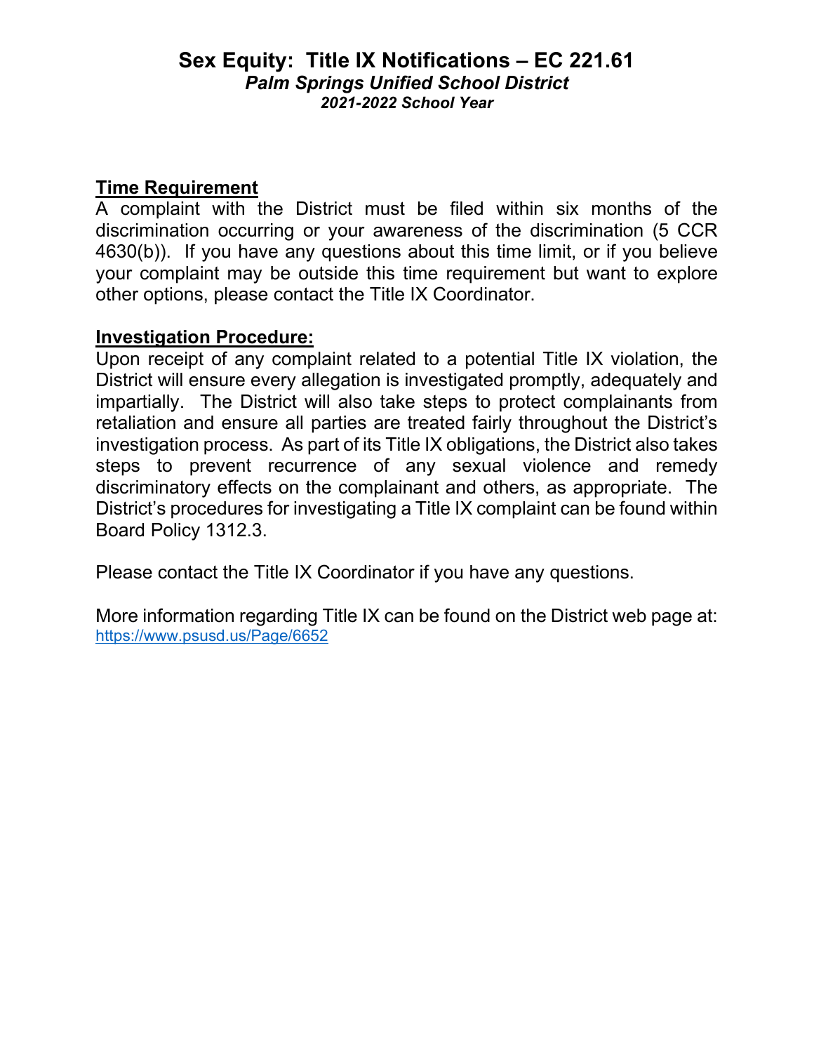# Sex Equity: Title IX Notifications – EC 221.61

***Palm Springs Unified School District***

***2021-2022 School Year***

**Time Requirement**

A complaint with the District must be filed within six months of the discrimination occurring or your awareness of the discrimination (5 CCR 4630(b)). If you have any questions about this time limit, or if you believe your complaint may be outside this time requirement but want to explore other options, please contact the Title IX Coordinator.

**Investigation Procedure:**

Upon receipt of any complaint related to a potential Title IX violation, the District will ensure every allegation is investigated promptly, adequately and impartially. The District will also take steps to protect complainants from retaliation and ensure all parties are treated fairly throughout the District's investigation process. As part of its Title IX obligations, the District also takes steps to prevent recurrence of any sexual violence and remedy discriminatory effects on the complainant and others, as appropriate. The District's procedures for investigating a Title IX complaint can be found within Board Policy 1312.3.

Please contact the Title IX Coordinator if you have any questions.

More information regarding Title IX can be found on the District web page at: https://www.psusd.us/Page/6652